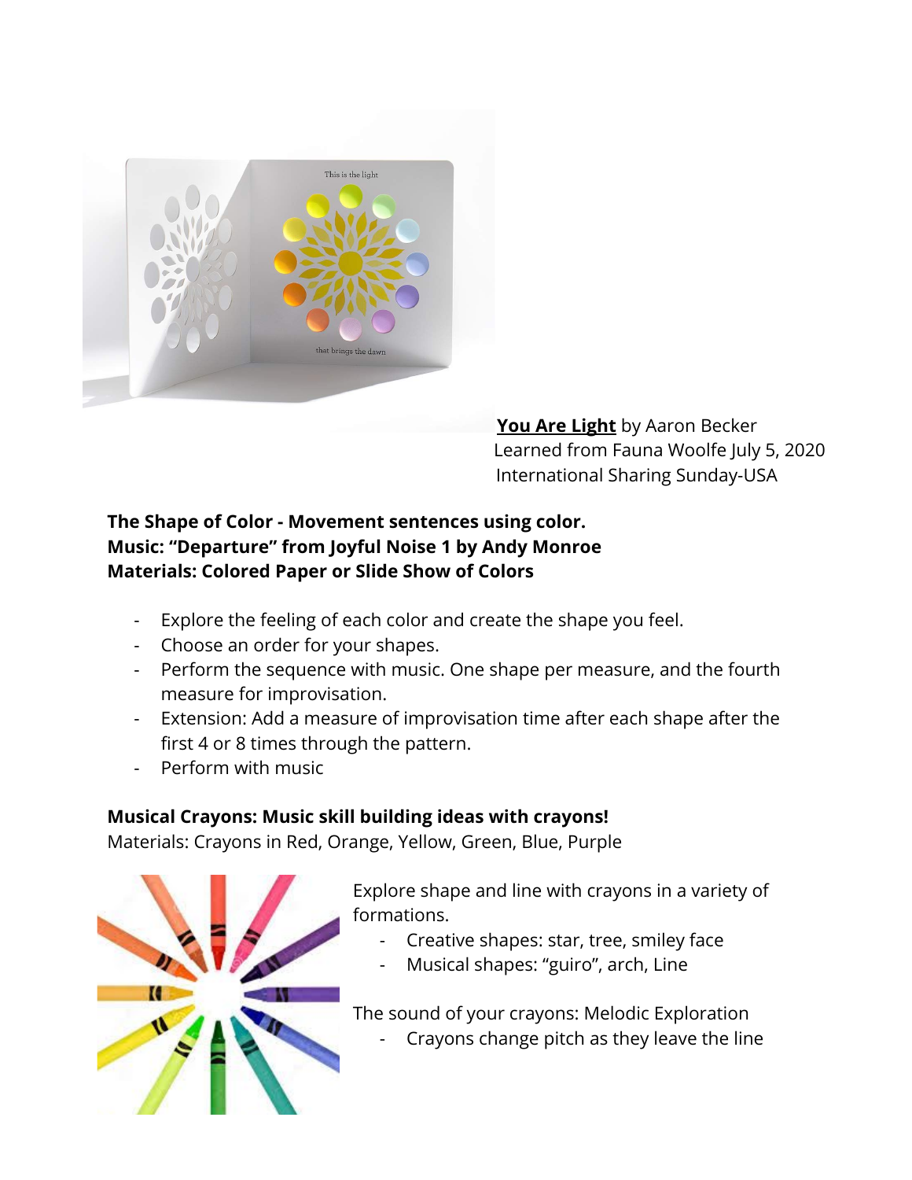**You Are Light** by Aaron Becker
Learned from Fauna Woolfe July 5, 2020
International Sharing Sunday-USA

**The Shape of Color - Movement sentences using color.**
**Music: "Departure" from Joyful Noise 1 by Andy Monroe**
**Materials: Colored Paper or Slide Show of Colors**

- Explore the feeling of each color and create the shape you feel.
- Choose an order for your shapes.
- Perform the sequence with music. One shape per measure, and the fourth measure for improvisation.
- Extension: Add a measure of improvisation time after each shape after the first 4 or 8 times through the pattern.
- Perform with music

**Musical Crayons: Music skill building ideas with crayons!**
Materials: Crayons in Red, Orange, Yellow, Green, Blue, Purple

Explore shape and line with crayons in a variety of formations.

- Creative shapes: star, tree, smiley face
- Musical shapes: "guiro", arch, Line

The sound of your crayons: Melodic Exploration

- Crayons change pitch as they leave the line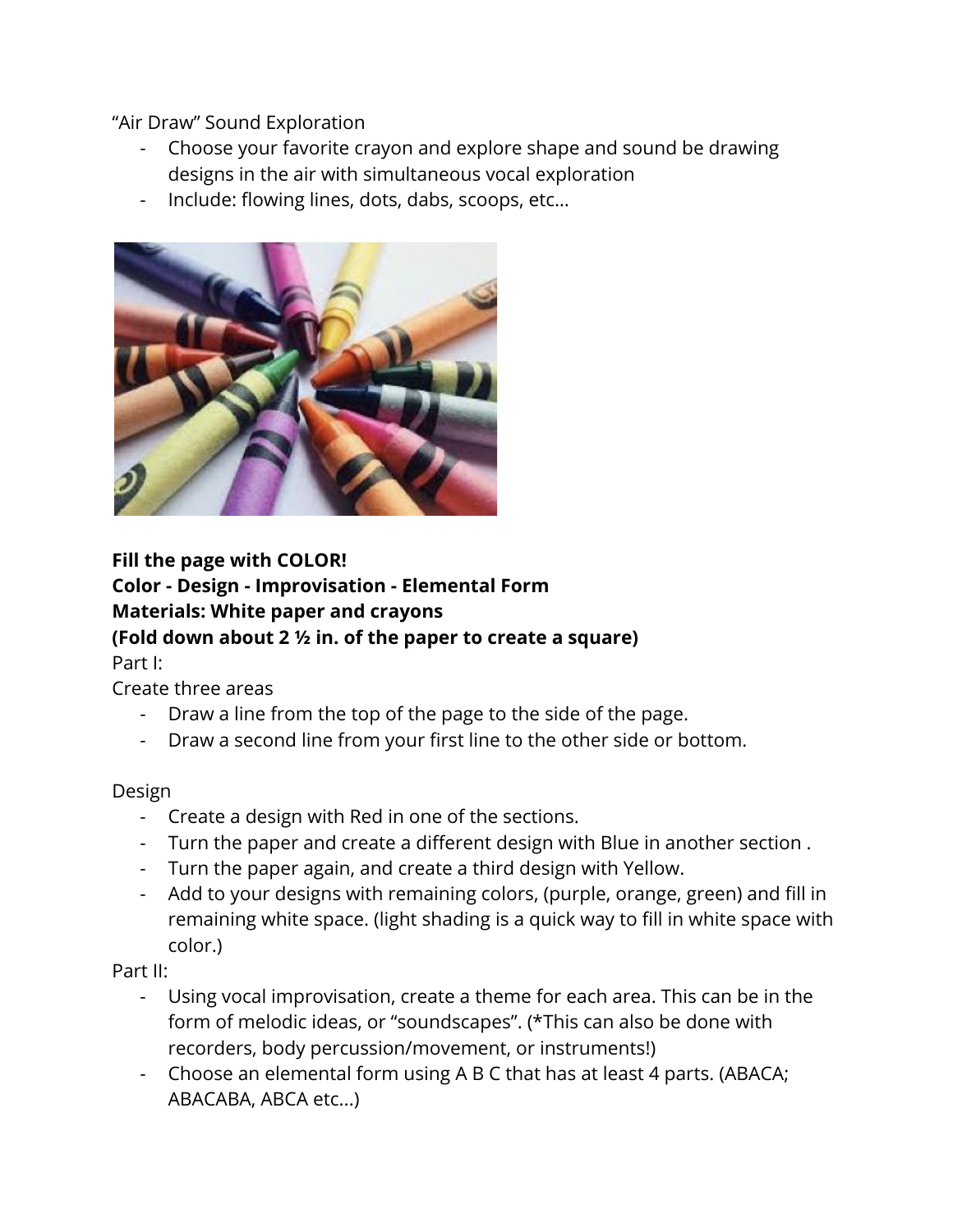"Air Draw" Sound Exploration

- Choose your favorite crayon and explore shape and sound be drawing designs in the air with simultaneous vocal exploration
- Include: flowing lines, dots, dabs, scoops, etc…

**Fill the page with COLOR!**
**Color - Design - Improvisation - Elemental Form**
**Materials: White paper and crayons**
**(Fold down about 2 ½ in. of the paper to create a square)**

Part I:

Create three areas

- Draw a line from the top of the page to the side of the page.
- Draw a second line from your first line to the other side or bottom.

Design

- Create a design with Red in one of the sections.
- Turn the paper and create a different design with Blue in another section .
- Turn the paper again, and create a third design with Yellow.
- Add to your designs with remaining colors, (purple, orange, green) and fill in remaining white space. (light shading is a quick way to fill in white space with color.)

Part II:

- Using vocal improvisation, create a theme for each area. This can be in the form of melodic ideas, or "soundscapes". (*This can also be done with recorders, body percussion/movement, or instruments!)
- Choose an elemental form using A B C that has at least 4 parts. (ABACA; ABACABA, ABCA etc…)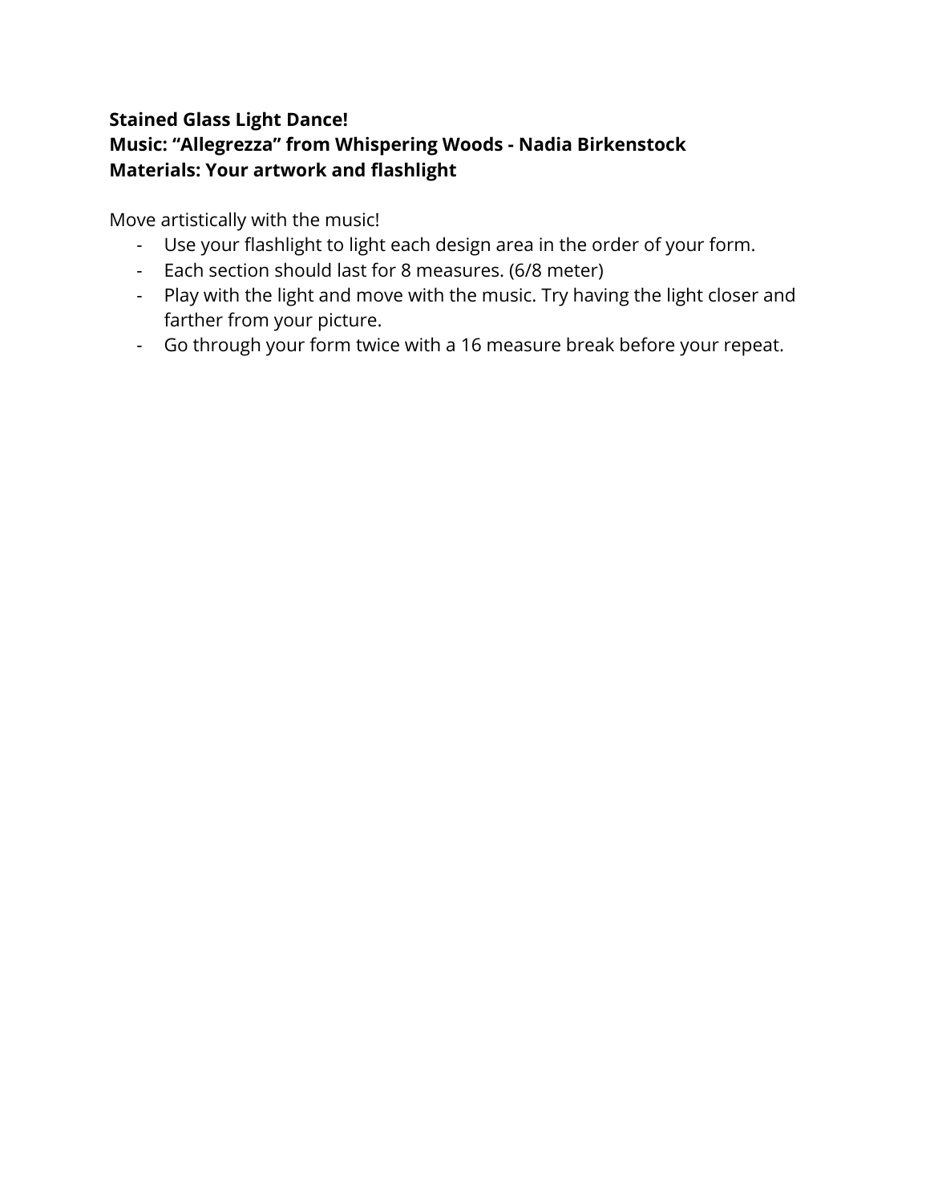**Stained Glass Light Dance!**
**Music: “Allegrezza” from Whispering Woods - Nadia Birkenstock**
**Materials: Your artwork and flashlight**

Move artistically with the music!

- Use your flashlight to light each design area in the order of your form.
- Each section should last for 8 measures. (6/8 meter)
- Play with the light and move with the music. Try having the light closer and farther from your picture.
- Go through your form twice with a 16 measure break before your repeat.